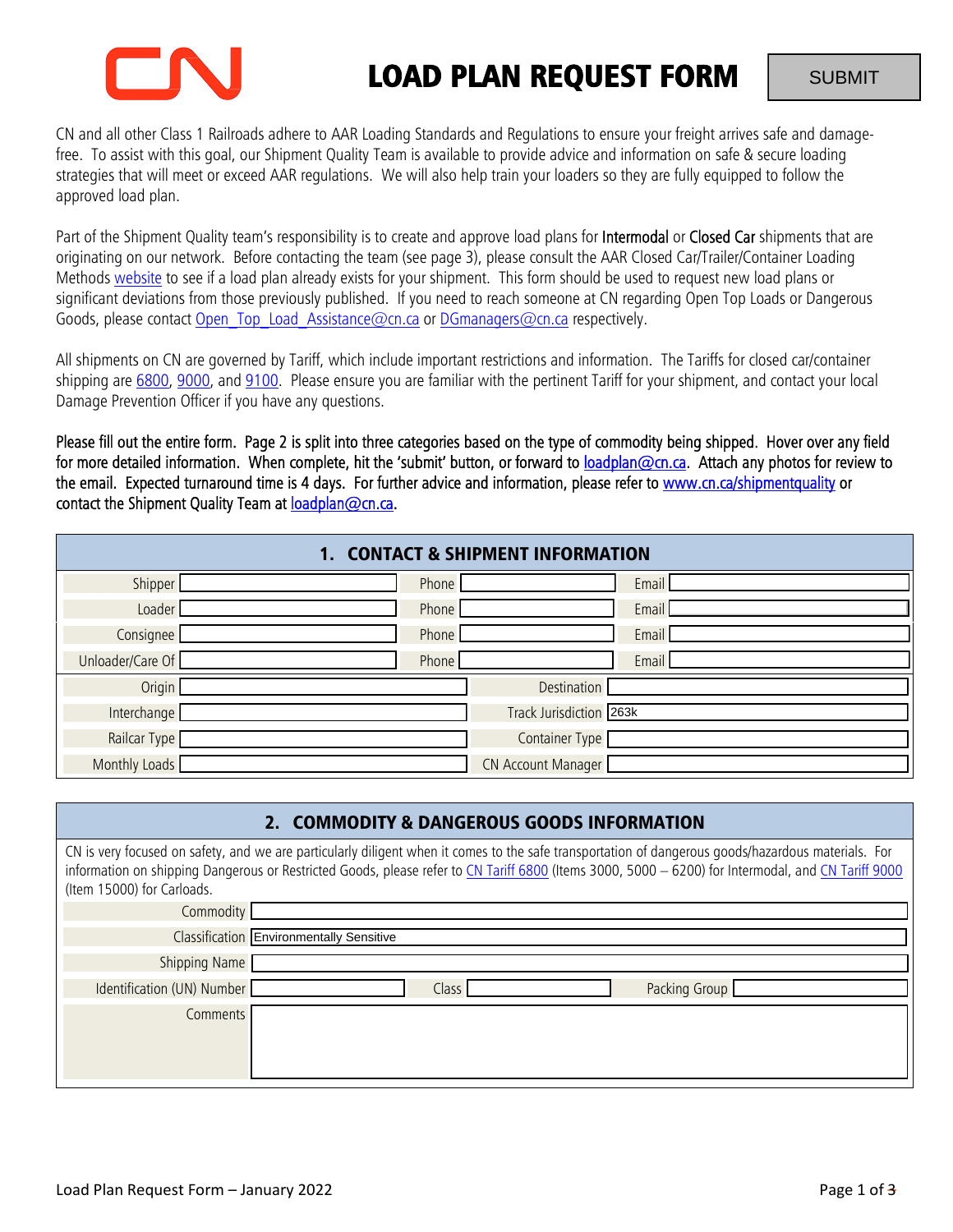# LOAD PLAN REQUEST FORM

SUBMIT

CN and all other Class 1 Railroads adhere to AAR Loading Standards and Regulations to ensure your freight arrives safe and damage-free. To assist with this goal, our Shipment Quality Team is available to provide advice and information on safe & secure loading strategies that will meet or exceed AAR regulations. We will also help train your loaders so they are fully equipped to follow the approved load plan.

Part of the Shipment Quality team's responsibility is to create and approve load plans for Intermodal or Closed Car shipments that are originating on our network. Before contacting the team (see page 3), please consult the AAR Closed Car/Trailer/Container Loading Methods website to see if a load plan already exists for your shipment. This form should be used to request new load plans or significant deviations from those previously published. If you need to reach someone at CN regarding Open Top Loads or Dangerous Goods, please contact Open_Top_Load_Assistance@cn.ca or DGmanagers@cn.ca respectively.

All shipments on CN are governed by Tariff, which include important restrictions and information. The Tariffs for closed car/container shipping are 6800, 9000, and 9100. Please ensure you are familiar with the pertinent Tariff for your shipment, and contact your local Damage Prevention Officer if you have any questions.

Please fill out the entire form. Page 2 is split into three categories based on the type of commodity being shipped. Hover over any field for more detailed information. When complete, hit the 'submit' button, or forward to loadplan@cn.ca. Attach any photos for review to the email. Expected turnaround time is 4 days. For further advice and information, please refer to www.cn.ca/shipmentquality or contact the Shipment Quality Team at loadplan@cn.ca.

## 1. CONTACT & SHIPMENT INFORMATION

| | | | | | |
|---|---|---|---|---|---|
| Shipper | | Phone | | Email | |
| Loader | | Phone | | Email | |
| Consignee | | Phone | | Email | |
| Unloader/Care Of | | Phone | | Email | |

| | | | |
|---|---|---|---|
| Origin | | Destination | |
| Interchange | | Track Jurisdiction | 263k |
| Railcar Type | | Container Type | |
| Monthly Loads | | CN Account Manager | |

## 2. COMMODITY & DANGEROUS GOODS INFORMATION

CN is very focused on safety, and we are particularly diligent when it comes to the safe transportation of dangerous goods/hazardous materials. For information on shipping Dangerous or Restricted Goods, please refer to CN Tariff 6800 (Items 3000, 5000 – 6200) for Intermodal, and CN Tariff 9000 (Item 15000) for Carloads.

| | |
|---|---|
| Commodity | |
| Classification | Environmentally Sensitive |
| Shipping Name | |

| | | | | | |
|---|---|---|---|---|---|
| Identification (UN) Number | | Class | | Packing Group | |

| | |
|---|---|
| Comments | |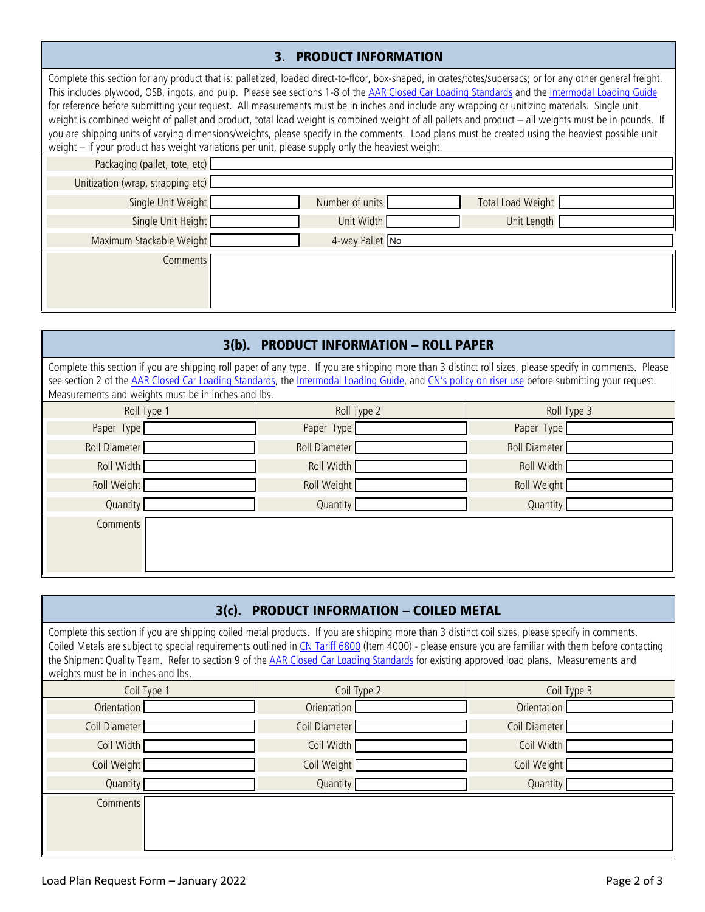## 3. PRODUCT INFORMATION

Complete this section for any product that is: palletized, loaded direct-to-floor, box-shaped, in crates/totes/supersacs; or for any other general freight. This includes plywood, OSB, ingots, and pulp. Please see sections 1-8 of the AAR Closed Car Loading Standards and the Intermodal Loading Guide for reference before submitting your request. All measurements must be in inches and include any wrapping or unitizing materials. Single unit weight is combined weight of pallet and product, total load weight is combined weight of all pallets and product – all weights must be in pounds. If you are shipping units of varying dimensions/weights, please specify in the comments. Load plans must be created using the heaviest possible unit weight – if your product has weight variations per unit, please supply only the heaviest weight.

| | | | | | |
|---|---|---|---|---|---|
| Packaging (pallet, tote, etc) | | | | | |
| Unitization (wrap, strapping etc) | | | | | |
| Single Unit Weight | | Number of units | | Total Load Weight | |
| Single Unit Height | | Unit Width | | Unit Length | |
| Maximum Stackable Weight | | 4-way Pallet | No | | |
| Comments | | | | | |

## 3(b). PRODUCT INFORMATION – ROLL PAPER

Complete this section if you are shipping roll paper of any type. If you are shipping more than 3 distinct roll sizes, please specify in comments. Please see section 2 of the AAR Closed Car Loading Standards, the Intermodal Loading Guide, and CN's policy on riser use before submitting your request. Measurements and weights must be in inches and lbs.

| Roll Type 1 | | Roll Type 2 | | Roll Type 3 | |
|---|---|---|---|---|---|
| Paper Type | | Paper Type | | Paper Type | |
| Roll Diameter | | Roll Diameter | | Roll Diameter | |
| Roll Width | | Roll Width | | Roll Width | |
| Roll Weight | | Roll Weight | | Roll Weight | |
| Quantity | | Quantity | | Quantity | |
| Comments | | | | | |

## 3(c). PRODUCT INFORMATION – COILED METAL

Complete this section if you are shipping coiled metal products. If you are shipping more than 3 distinct coil sizes, please specify in comments. Coiled Metals are subject to special requirements outlined in CN Tariff 6800 (Item 4000) - please ensure you are familiar with them before contacting the Shipment Quality Team. Refer to section 9 of the AAR Closed Car Loading Standards for existing approved load plans. Measurements and weights must be in inches and lbs.

| Coil Type 1 | | Coil Type 2 | | Coil Type 3 | |
|---|---|---|---|---|---|
| Orientation | | Orientation | | Orientation | |
| Coil Diameter | | Coil Diameter | | Coil Diameter | |
| Coil Width | | Coil Width | | Coil Width | |
| Coil Weight | | Coil Weight | | Coil Weight | |
| Quantity | | Quantity | | Quantity | |
| Comments | | | | | |

Load Plan Request Form – January 2022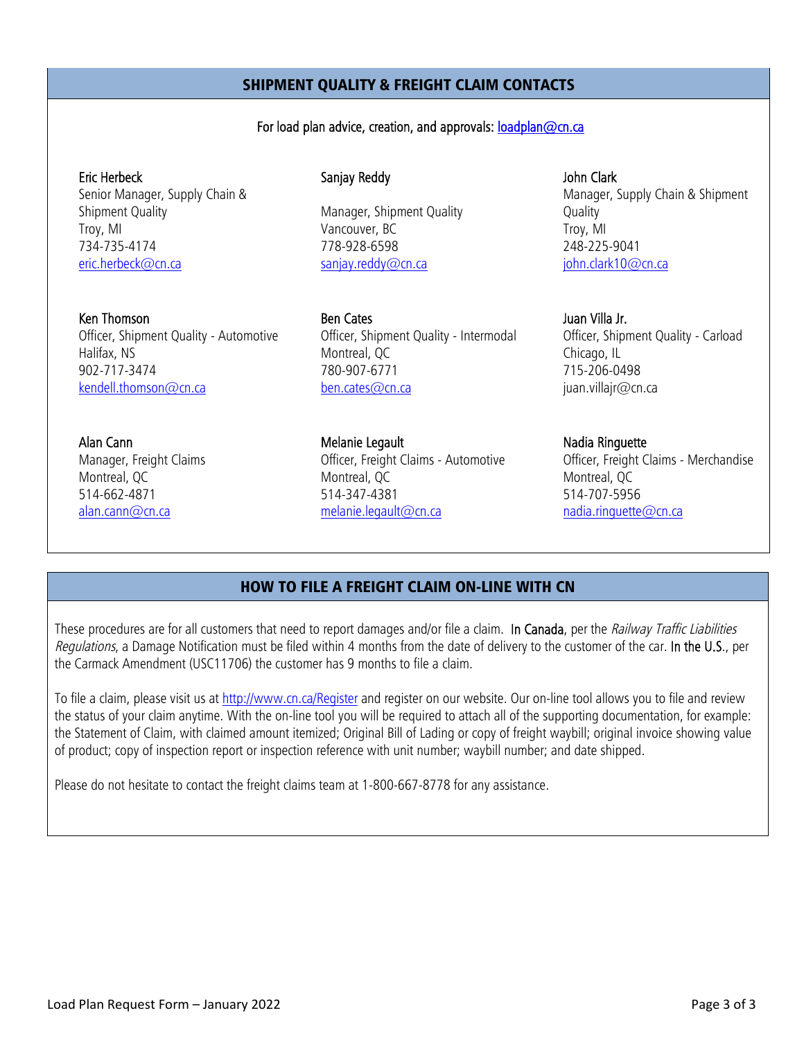## SHIPMENT QUALITY & FREIGHT CLAIM CONTACTS

For load plan advice, creation, and approvals: loadplan@cn.ca

Eric Herbeck
Senior Manager, Supply Chain & Shipment Quality
Troy, MI
734-735-4174
eric.herbeck@cn.ca

Sanjay Reddy
Manager, Shipment Quality
Vancouver, BC
778-928-6598
sanjay.reddy@cn.ca

John Clark
Manager, Supply Chain & Shipment Quality
Troy, MI
248-225-9041
john.clark10@cn.ca

Ken Thomson
Officer, Shipment Quality - Automotive
Halifax, NS
902-717-3474
kendell.thomson@cn.ca

Ben Cates
Officer, Shipment Quality - Intermodal
Montreal, QC
780-907-6771
ben.cates@cn.ca

Juan Villa Jr.
Officer, Shipment Quality - Carload
Chicago, IL
715-206-0498
juan.villajr@cn.ca

Alan Cann
Manager, Freight Claims
Montreal, QC
514-662-4871
alan.cann@cn.ca

Melanie Legault
Officer, Freight Claims - Automotive
Montreal, QC
514-347-4381
melanie.legault@cn.ca

Nadia Ringuette
Officer, Freight Claims - Merchandise
Montreal, QC
514-707-5956
nadia.ringuette@cn.ca

## HOW TO FILE A FREIGHT CLAIM ON-LINE WITH CN

These procedures are for all customers that need to report damages and/or file a claim. In Canada, per the *Railway Traffic Liabilities Regulations*, a Damage Notification must be filed within 4 months from the date of delivery to the customer of the car. In the U.S., per the Carmack Amendment (USC11706) the customer has 9 months to file a claim.

To file a claim, please visit us at http://www.cn.ca/Register and register on our website. Our on-line tool allows you to file and review the status of your claim anytime. With the on-line tool you will be required to attach all of the supporting documentation, for example: the Statement of Claim, with claimed amount itemized; Original Bill of Lading or copy of freight waybill; original invoice showing value of product; copy of inspection report or inspection reference with unit number; waybill number; and date shipped.

Please do not hesitate to contact the freight claims team at 1-800-667-8778 for any assistance.